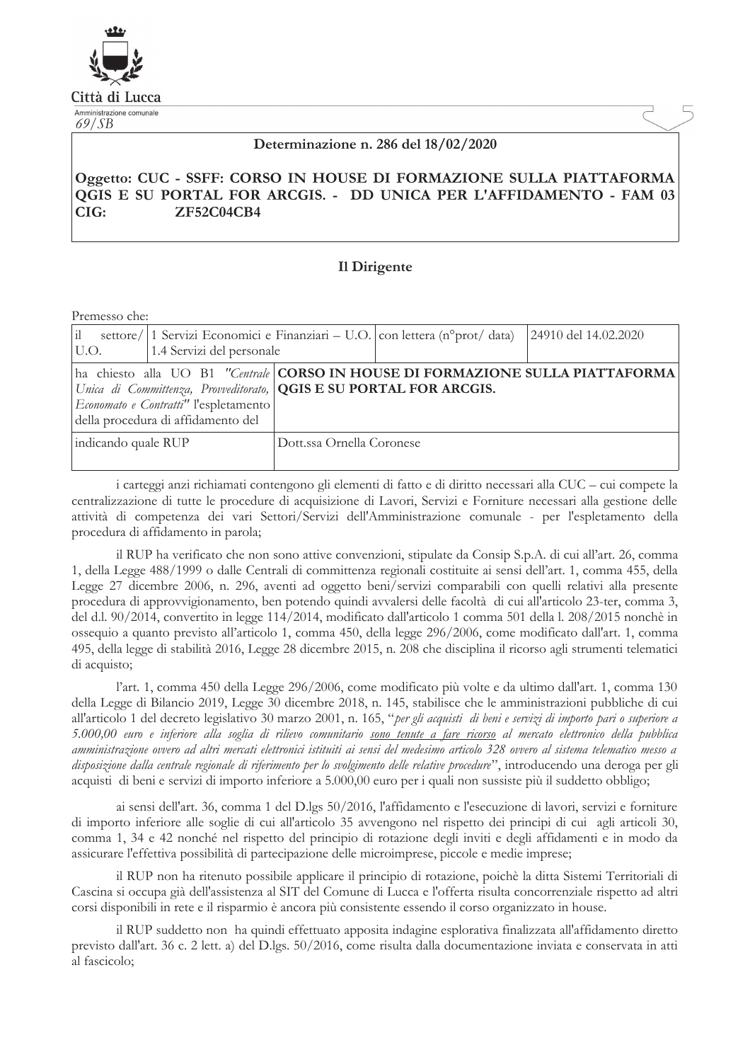Città di Lucca

Amministrazione comunale

69/SB

**Determinazione n. 286 del 18/02/2020**

**Oggetto: CUC - SSFF: CORSO IN HOUSE DI FORMAZIONE SULLA PIATTAFORMA QGIS E SU PORTAL FOR ARCGIS. - DD UNICA PER L'AFFIDAMENTO - FAM 03 CIG: ZF52C04CB4**

## Il Dirigente

Premesso che:

| il settore/ U.O. | 1 Servizi Economici e Finanziari – U.O. 1.4 Servizi del personale | con lettera (n°prot/ data) | 24910 del 14.02.2020 |
|---|---|---|---|
| ha chiesto alla UO B1 *"Centrale Unica di Committenza, Provveditorato, Economato e Contratti"* l'espletamento della procedura di affidamento del | **CORSO IN HOUSE DI FORMAZIONE SULLA PIATTAFORMA QGIS E SU PORTAL FOR ARCGIS.** | | |
| indicando quale RUP | Dott.ssa Ornella Coronese | | |

i carteggi anzi richiamati contengono gli elementi di fatto e di diritto necessari alla CUC – cui compete la centralizzazione di tutte le procedure di acquisizione di Lavori, Servizi e Forniture necessari alla gestione delle attività di competenza dei vari Settori/Servizi dell'Amministrazione comunale - per l'espletamento della procedura di affidamento in parola;

il RUP ha verificato che non sono attive convenzioni, stipulate da Consip S.p.A. di cui all'art. 26, comma 1, della Legge 488/1999 o dalle Centrali di committenza regionali costituite ai sensi dell'art. 1, comma 455, della Legge 27 dicembre 2006, n. 296, aventi ad oggetto beni/servizi comparabili con quelli relativi alla presente procedura di approvvigionamento, ben potendo quindi avvalersi delle facoltà di cui all'articolo 23-ter, comma 3, del d.l. 90/2014, convertito in legge 114/2014, modificato dall'articolo 1 comma 501 della l. 208/2015 nonchè in ossequio a quanto previsto all'articolo 1, comma 450, della legge 296/2006, come modificato dall'art. 1, comma 495, della legge di stabilità 2016, Legge 28 dicembre 2015, n. 208 che disciplina il ricorso agli strumenti telematici di acquisto;

l'art. 1, comma 450 della Legge 296/2006, come modificato più volte e da ultimo dall'art. 1, comma 130 della Legge di Bilancio 2019, Legge 30 dicembre 2018, n. 145, stabilisce che le amministrazioni pubbliche di cui all'articolo 1 del decreto legislativo 30 marzo 2001, n. 165, "*per gli acquisti di beni e servizi di importo pari o superiore a 5.000,00 euro e inferiore alla soglia di rilievo comunitario sono tenute a fare ricorso al mercato elettronico della pubblica amministrazione ovvero ad altri mercati elettronici istituiti ai sensi del medesimo articolo 328 ovvero al sistema telematico messo a disposizione dalla centrale regionale di riferimento per lo svolgimento delle relative procedure*", introducendo una deroga per gli acquisti di beni e servizi di importo inferiore a 5.000,00 euro per i quali non sussiste più il suddetto obbligo;

ai sensi dell'art. 36, comma 1 del D.lgs 50/2016, l'affidamento e l'esecuzione di lavori, servizi e forniture di importo inferiore alle soglie di cui all'articolo 35 avvengono nel rispetto dei principi di cui agli articoli 30, comma 1, 34 e 42 nonché nel rispetto del principio di rotazione degli inviti e degli affidamenti e in modo da assicurare l'effettiva possibilità di partecipazione delle microimprese, piccole e medie imprese;

il RUP non ha ritenuto possibile applicare il principio di rotazione, poichè la ditta Sistemi Territoriali di Cascina si occupa già dell'assistenza al SIT del Comune di Lucca e l'offerta risulta concorrenziale rispetto ad altri corsi disponibili in rete e il risparmio è ancora più consistente essendo il corso organizzato in house.

il RUP suddetto non ha quindi effettuato apposita indagine esplorativa finalizzata all'affidamento diretto previsto dall'art. 36 c. 2 lett. a) del D.lgs. 50/2016, come risulta dalla documentazione inviata e conservata in atti al fascicolo;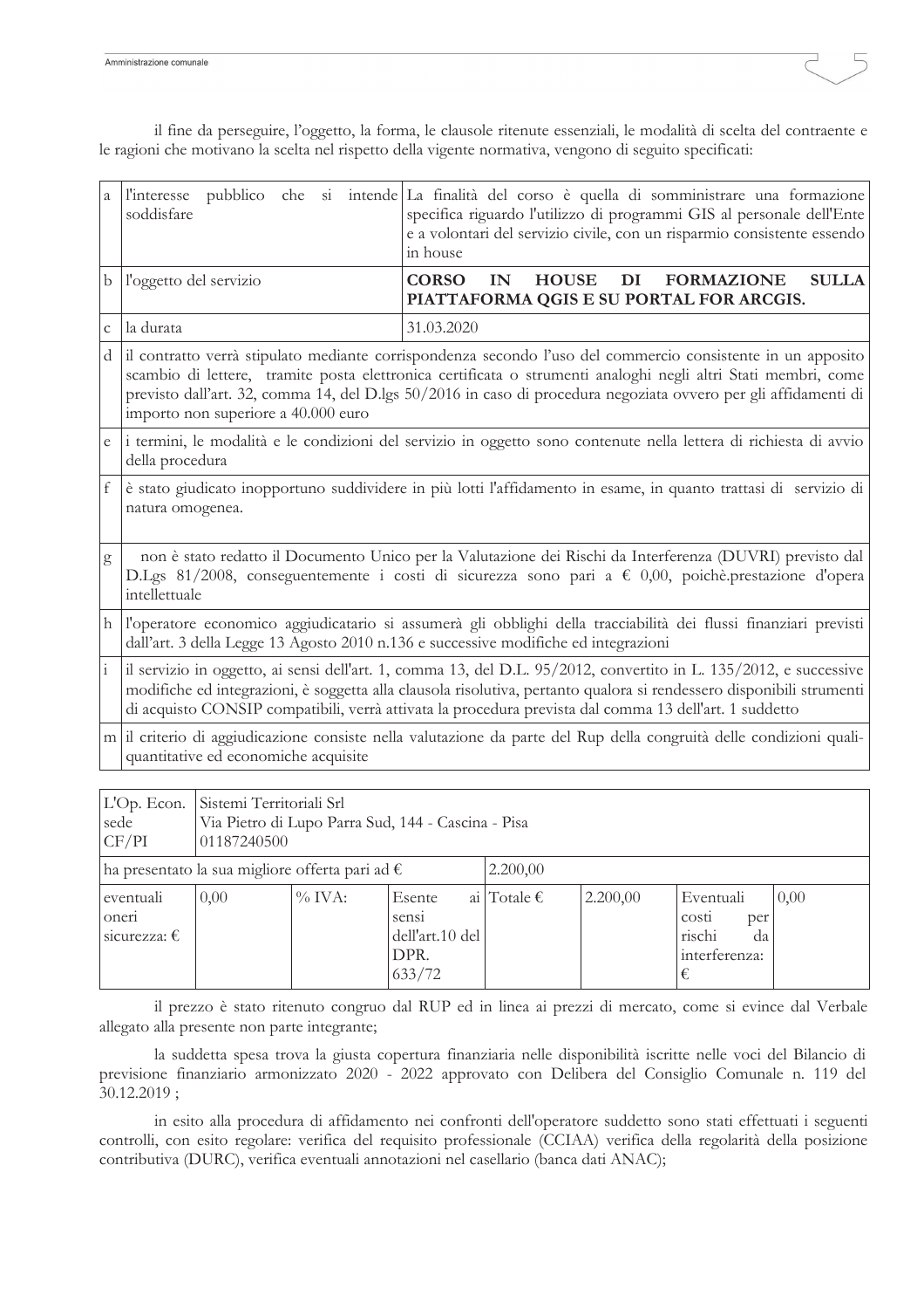il fine da perseguire, l'oggetto, la forma, le clausole ritenute essenziali, le modalità di scelta del contraente e le ragioni che motivano la scelta nel rispetto della vigente normativa, vengono di seguito specificati:

| | | |
|---|---|---|
| a | l'interesse pubblico che si intende soddisfare | La finalità del corso è quella di somministrare una formazione specifica riguardo l'utilizzo di programmi GIS al personale dell'Ente e a volontari del servizio civile, con un risparmio consistente essendo in house |
| b | l'oggetto del servizio | **CORSO IN HOUSE DI FORMAZIONE SULLA PIATTAFORMA QGIS E SU PORTAL FOR ARCGIS.** |
| c | la durata | 31.03.2020 |
| d | il contratto verrà stipulato mediante corrispondenza secondo l'uso del commercio consistente in un apposito scambio di lettere, tramite posta elettronica certificata o strumenti analoghi negli altri Stati membri, come previsto dall'art. 32, comma 14, del D.lgs 50/2016 in caso di procedura negoziata ovvero per gli affidamenti di importo non superiore a 40.000 euro | |
| e | i termini, le modalità e le condizioni del servizio in oggetto sono contenute nella lettera di richiesta di avvio della procedura | |
| f | è stato giudicato inopportuno suddividere in più lotti l'affidamento in esame, in quanto trattasi di servizio di natura omogenea. | |
| g | non è stato redatto il Documento Unico per la Valutazione dei Rischi da Interferenza (DUVRI) previsto dal D.Lgs 81/2008, conseguentemente i costi di sicurezza sono pari a € 0,00, poichè.prestazione d'opera intellettuale | |
| h | l'operatore economico aggiudicatario si assumerà gli obblighi della tracciabilità dei flussi finanziari previsti dall'art. 3 della Legge 13 Agosto 2010 n.136 e successive modifiche ed integrazioni | |
| i | il servizio in oggetto, ai sensi dell'art. 1, comma 13, del D.L. 95/2012, convertito in L. 135/2012, e successive modifiche ed integrazioni, è soggetta alla clausola risolutiva, pertanto qualora si rendessero disponibili strumenti di acquisto CONSIP compatibili, verrà attivata la procedura prevista dal comma 13 dell'art. 1 suddetto | |
| m | il criterio di aggiudicazione consiste nella valutazione da parte del Rup della congruità delle condizioni quali-quantitative ed economiche acquisite | |

| | | | | | | | |
|---|---|---|---|---|---|---|---|
| L'Op. Econ. sede CF/PI | Sistemi Territoriali Srl<br>Via Pietro di Lupo Parra Sud, 144 - Cascina - Pisa<br>01187240500 | | | | | | |
| ha presentato la sua migliore offerta pari ad € | | | 2.200,00 | | | | |
| eventuali oneri sicurezza: € | 0,00 | % IVA: | Esente ai sensi dell'art.10 del DPR. 633/72 | Totale € | 2.200,00 | Eventuali costi per rischi da interferenza: € | 0,00 |

il prezzo è stato ritenuto congruo dal RUP ed in linea ai prezzi di mercato, come si evince dal Verbale allegato alla presente non parte integrante;

la suddetta spesa trova la giusta copertura finanziaria nelle disponibilità iscritte nelle voci del Bilancio di previsione finanziario armonizzato 2020 - 2022 approvato con Delibera del Consiglio Comunale n. 119 del 30.12.2019 ;

in esito alla procedura di affidamento nei confronti dell'operatore suddetto sono stati effettuati i seguenti controlli, con esito regolare: verifica del requisito professionale (CCIAA) verifica della regolarità della posizione contributiva (DURC), verifica eventuali annotazioni nel casellario (banca dati ANAC);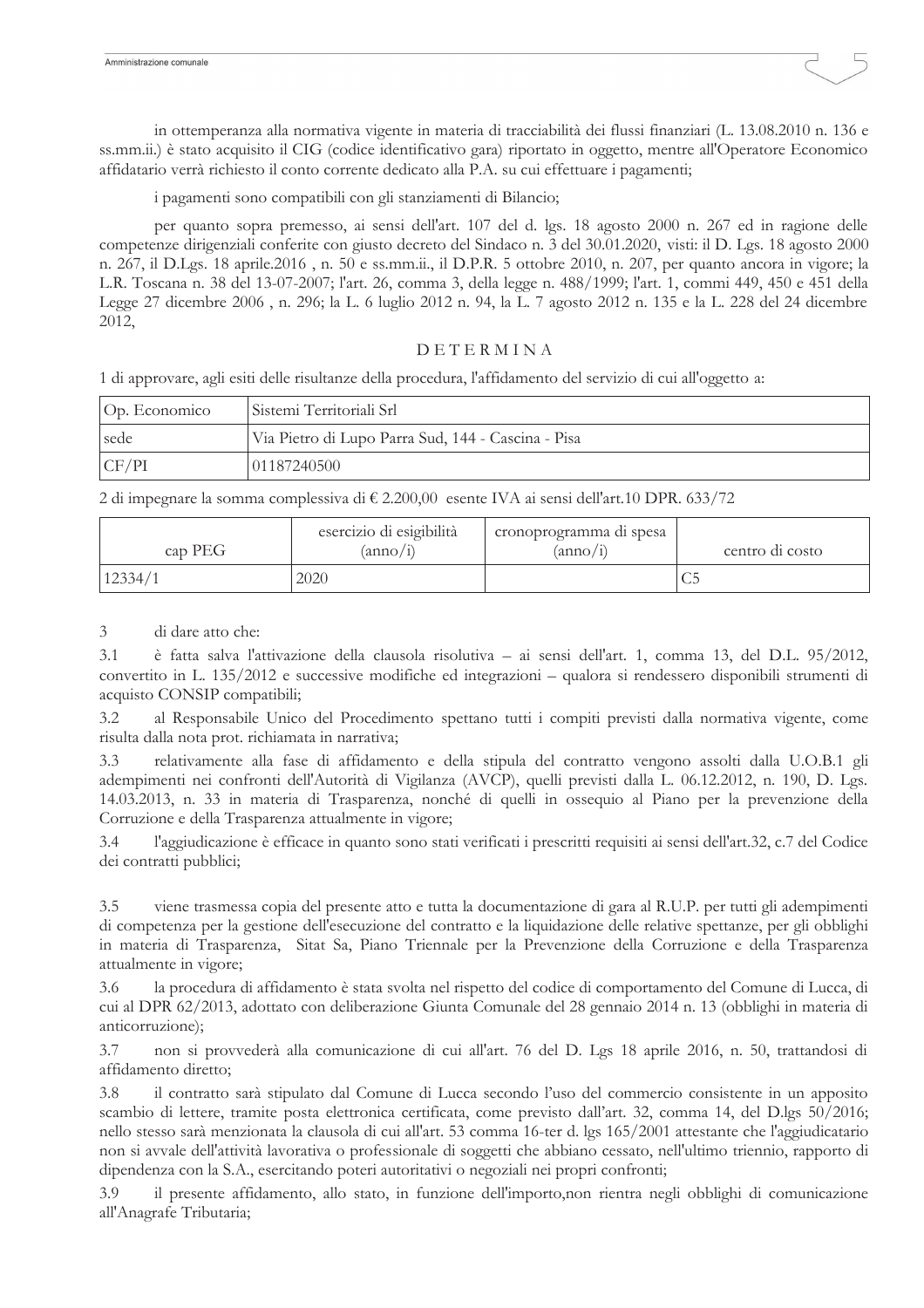in ottemperanza alla normativa vigente in materia di tracciabilità dei flussi finanziari (L. 13.08.2010 n. 136 e ss.mm.ii.) è stato acquisito il CIG (codice identificativo gara) riportato in oggetto, mentre all'Operatore Economico affidatario verrà richiesto il conto corrente dedicato alla P.A. su cui effettuare i pagamenti;

i pagamenti sono compatibili con gli stanziamenti di Bilancio;

per quanto sopra premesso, ai sensi dell'art. 107 del d. lgs. 18 agosto 2000 n. 267 ed in ragione delle competenze dirigenziali conferite con giusto decreto del Sindaco n. 3 del 30.01.2020, visti: il D. Lgs. 18 agosto 2000 n. 267, il D.Lgs. 18 aprile.2016 , n. 50 e ss.mm.ii., il D.P.R. 5 ottobre 2010, n. 207, per quanto ancora in vigore; la L.R. Toscana n. 38 del 13-07-2007; l'art. 26, comma 3, della legge n. 488/1999; l'art. 1, commi 449, 450 e 451 della Legge 27 dicembre 2006 , n. 296; la L. 6 luglio 2012 n. 94, la L. 7 agosto 2012 n. 135 e la L. 228 del 24 dicembre 2012,

D E T E R M I N A

1 di approvare, agli esiti delle risultanze della procedura, l'affidamento del servizio di cui all'oggetto a:

| Op. Economico | Sistemi Territoriali Srl |
|---|---|
| sede | Via Pietro di Lupo Parra Sud, 144 - Cascina - Pisa |
| CF/PI | 01187240500 |

2 di impegnare la somma complessiva di € 2.200,00 esente IVA ai sensi dell'art.10 DPR. 633/72

| cap PEG | esercizio di esigibilità (anno/i) | cronoprogramma di spesa (anno/i) | centro di costo |
|---|---|---|---|
| 12334/1 | 2020 | | C5 |

3 di dare atto che:

3.1 è fatta salva l'attivazione della clausola risolutiva – ai sensi dell'art. 1, comma 13, del D.L. 95/2012, convertito in L. 135/2012 e successive modifiche ed integrazioni – qualora si rendessero disponibili strumenti di acquisto CONSIP compatibili;

3.2 al Responsabile Unico del Procedimento spettano tutti i compiti previsti dalla normativa vigente, come risulta dalla nota prot. richiamata in narrativa;

3.3 relativamente alla fase di affidamento e della stipula del contratto vengono assolti dalla U.O.B.1 gli adempimenti nei confronti dell'Autorità di Vigilanza (AVCP), quelli previsti dalla L. 06.12.2012, n. 190, D. Lgs. 14.03.2013, n. 33 in materia di Trasparenza, nonché di quelli in ossequio al Piano per la prevenzione della Corruzione e della Trasparenza attualmente in vigore;

3.4 l'aggiudicazione è efficace in quanto sono stati verificati i prescritti requisiti ai sensi dell'art.32, c.7 del Codice dei contratti pubblici;

3.5 viene trasmessa copia del presente atto e tutta la documentazione di gara al R.U.P. per tutti gli adempimenti di competenza per la gestione dell'esecuzione del contratto e la liquidazione delle relative spettanze, per gli obblighi in materia di Trasparenza, Sitat Sa, Piano Triennale per la Prevenzione della Corruzione e della Trasparenza attualmente in vigore;

3.6 la procedura di affidamento è stata svolta nel rispetto del codice di comportamento del Comune di Lucca, di cui al DPR 62/2013, adottato con deliberazione Giunta Comunale del 28 gennaio 2014 n. 13 (obblighi in materia di anticorruzione);

3.7 non si provvederà alla comunicazione di cui all'art. 76 del D. Lgs 18 aprile 2016, n. 50, trattandosi di affidamento diretto;

3.8 il contratto sarà stipulato dal Comune di Lucca secondo l'uso del commercio consistente in un apposito scambio di lettere, tramite posta elettronica certificata, come previsto dall'art. 32, comma 14, del D.lgs 50/2016; nello stesso sarà menzionata la clausola di cui all'art. 53 comma 16-ter d. lgs 165/2001 attestante che l'aggiudicatario non si avvale dell'attività lavorativa o professionale di soggetti che abbiano cessato, nell'ultimo triennio, rapporto di dipendenza con la S.A., esercitando poteri autoritativi o negoziali nei propri confronti;

3.9 il presente affidamento, allo stato, in funzione dell'importo,non rientra negli obblighi di comunicazione all'Anagrafe Tributaria;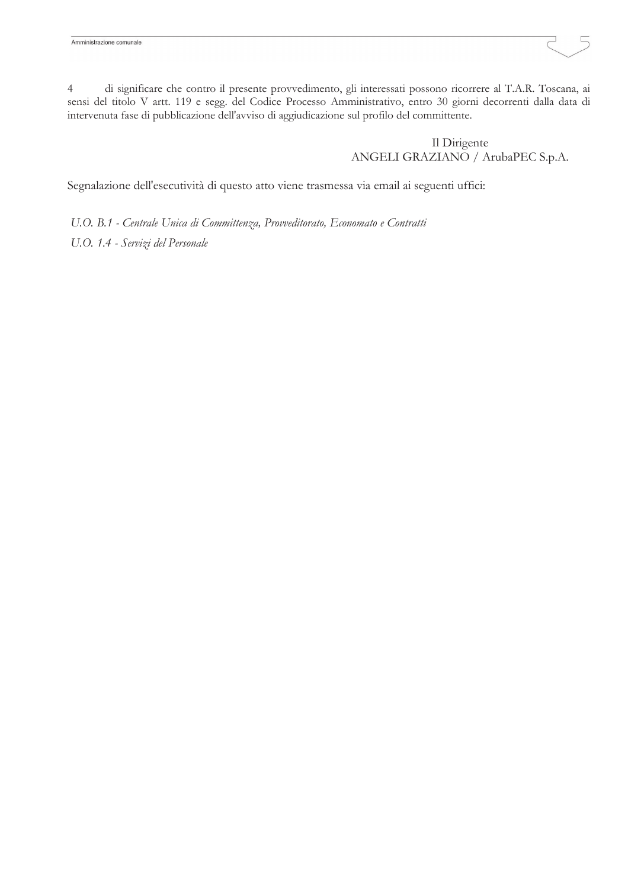4 di significare che contro il presente provvedimento, gli interessati possono ricorrere al T.A.R. Toscana, ai sensi del titolo V artt. 119 e segg. del Codice Processo Amministrativo, entro 30 giorni decorrenti dalla data di intervenuta fase di pubblicazione dell'avviso di aggiudicazione sul profilo del committente.

Il Dirigente
ANGELI GRAZIANO / ArubaPEC S.p.A.

Segnalazione dell'esecutività di questo atto viene trasmessa via email ai seguenti uffici:

*U.O. B.1 - Centrale Unica di Committenza, Provveditorato, Economato e Contratti*

*U.O. 1.4 - Servizi del Personale*